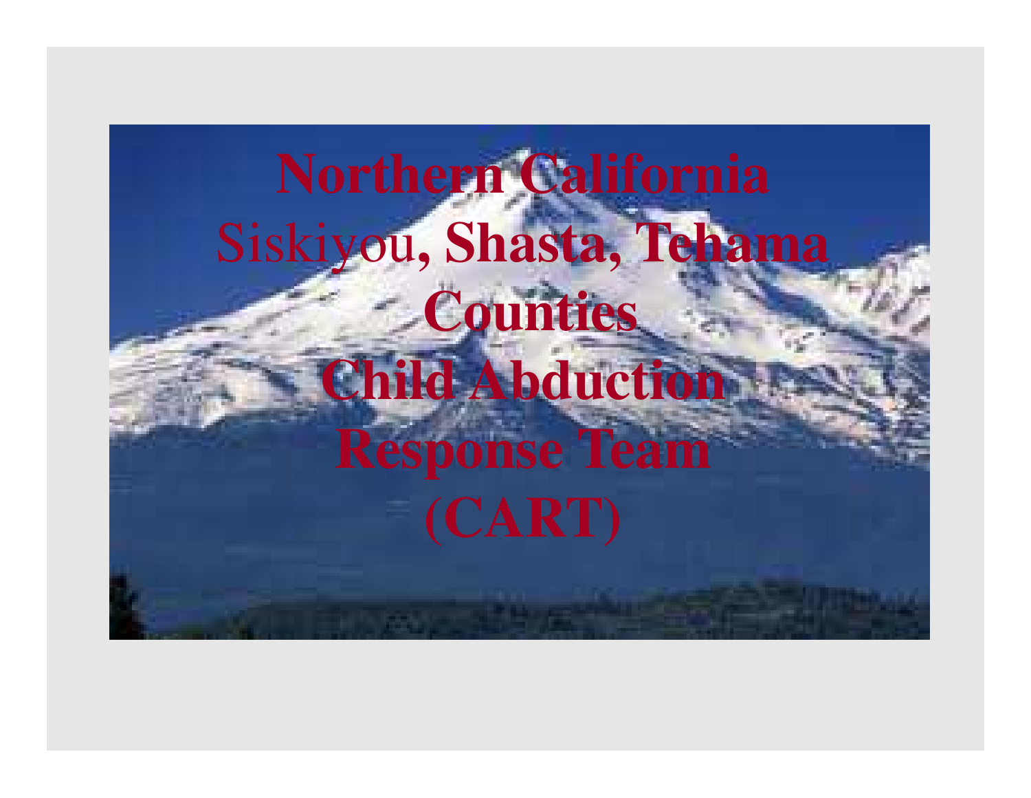# Northern California

# Siskiyou, Shasta, Tehama Counties

# Child Abduction Response Team (CART)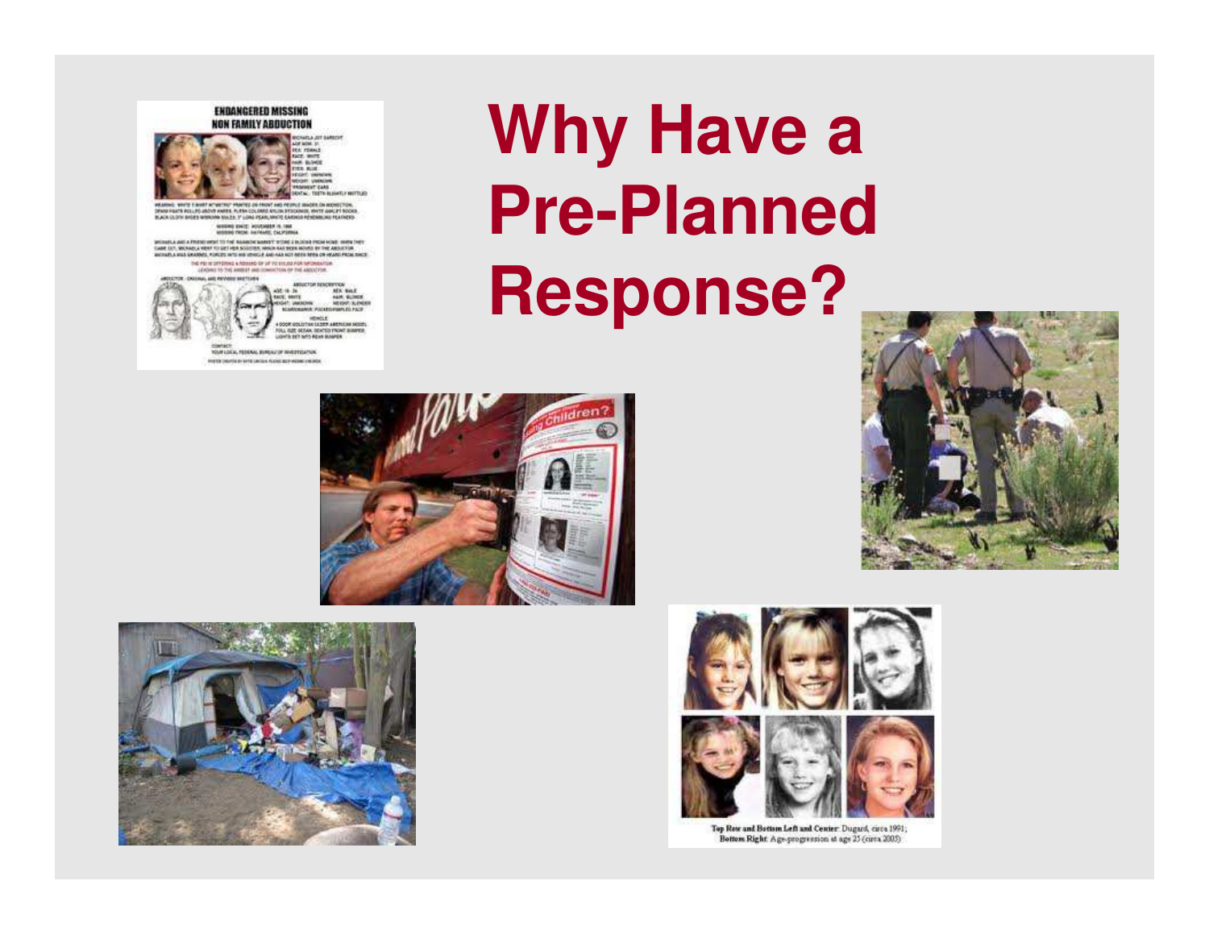# Why Have a Pre-Planned Response?

**Top Row and Bottom Left and Center**: Dugard, circa 1991; **Bottom Right**: Age-progression at age 25 (circa 2005)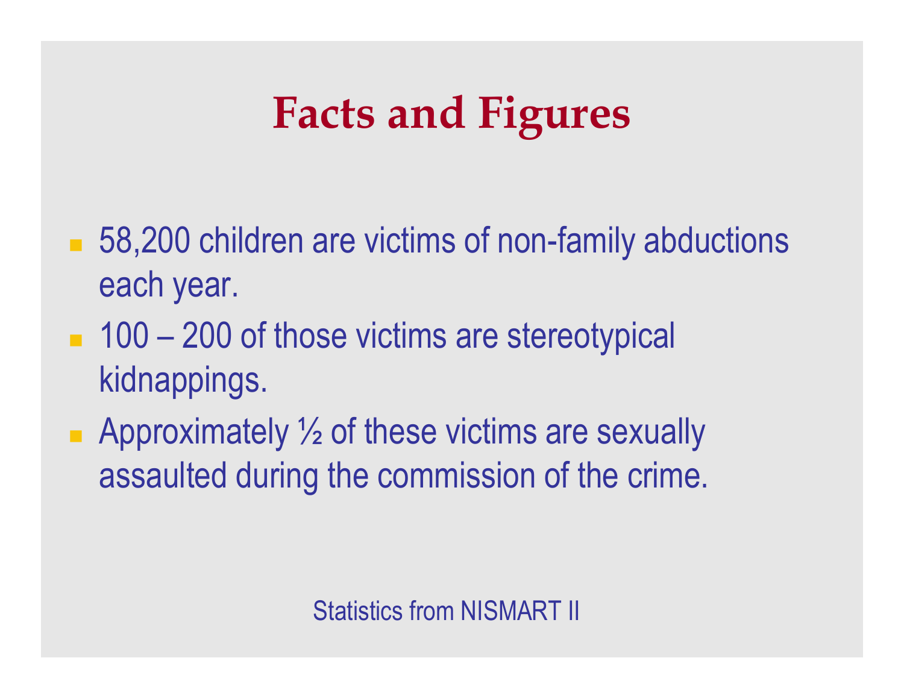# Facts and Figures

- 58,200 children are victims of non-family abductions each year.
- 100 – 200 of those victims are stereotypical kidnappings.
- Approximately ½ of these victims are sexually assaulted during the commission of the crime.

Statistics from NISMART II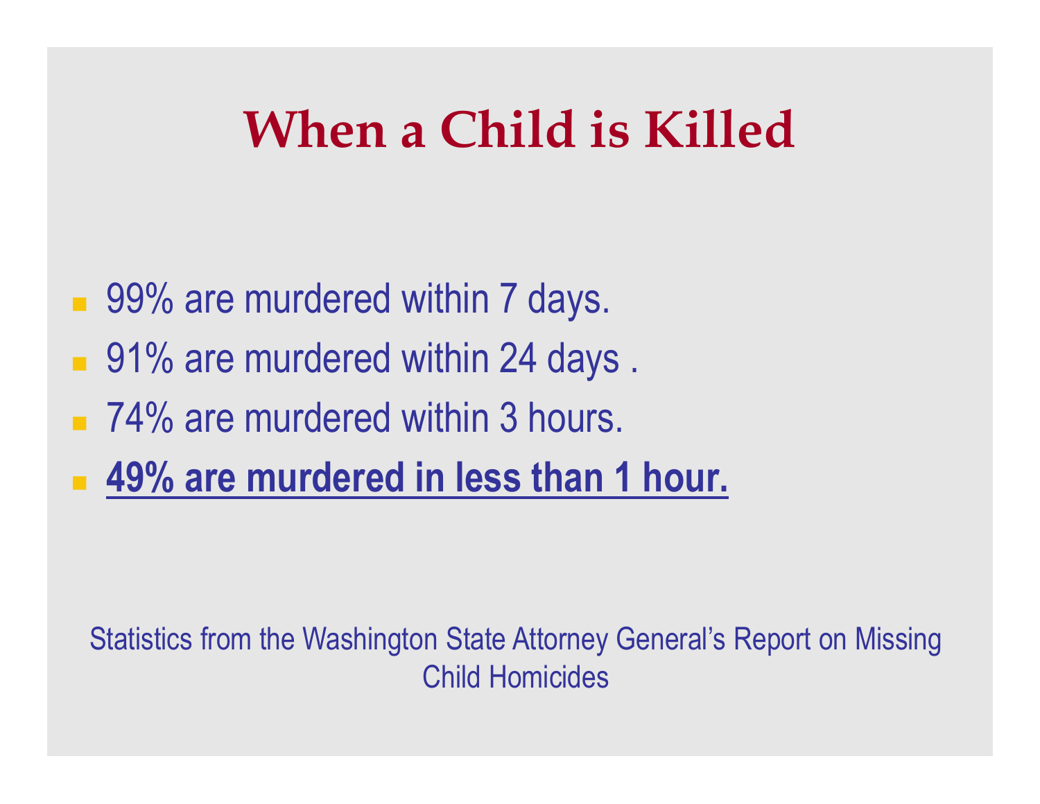# When a Child is Killed

- 99% are murdered within 7 days.
- 91% are murdered within 24 days .
- 74% are murdered within 3 hours.
- **49% are murdered in less than 1 hour.**

Statistics from the Washington State Attorney General's Report on Missing Child Homicides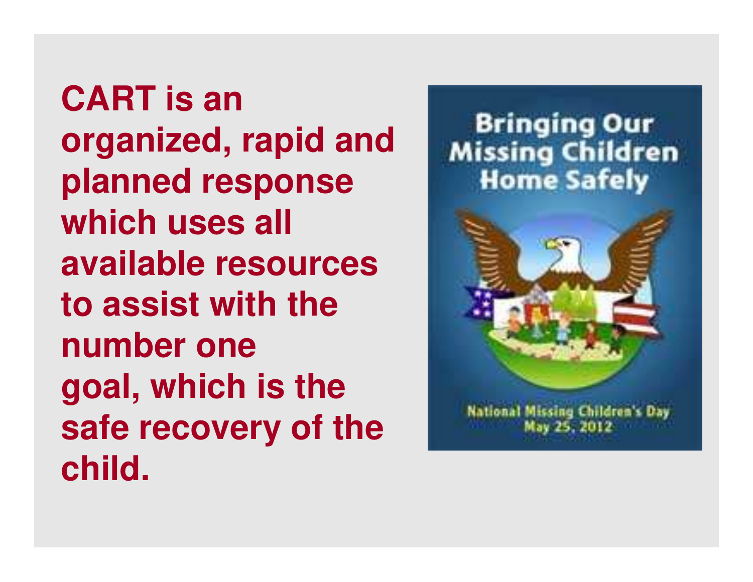**CART is an organized, rapid and planned response which uses all available resources to assist with the number one goal, which is the safe recovery of the child.**

Bringing Our Missing Children Home Safely

National Missing Children's Day
May 25, 2012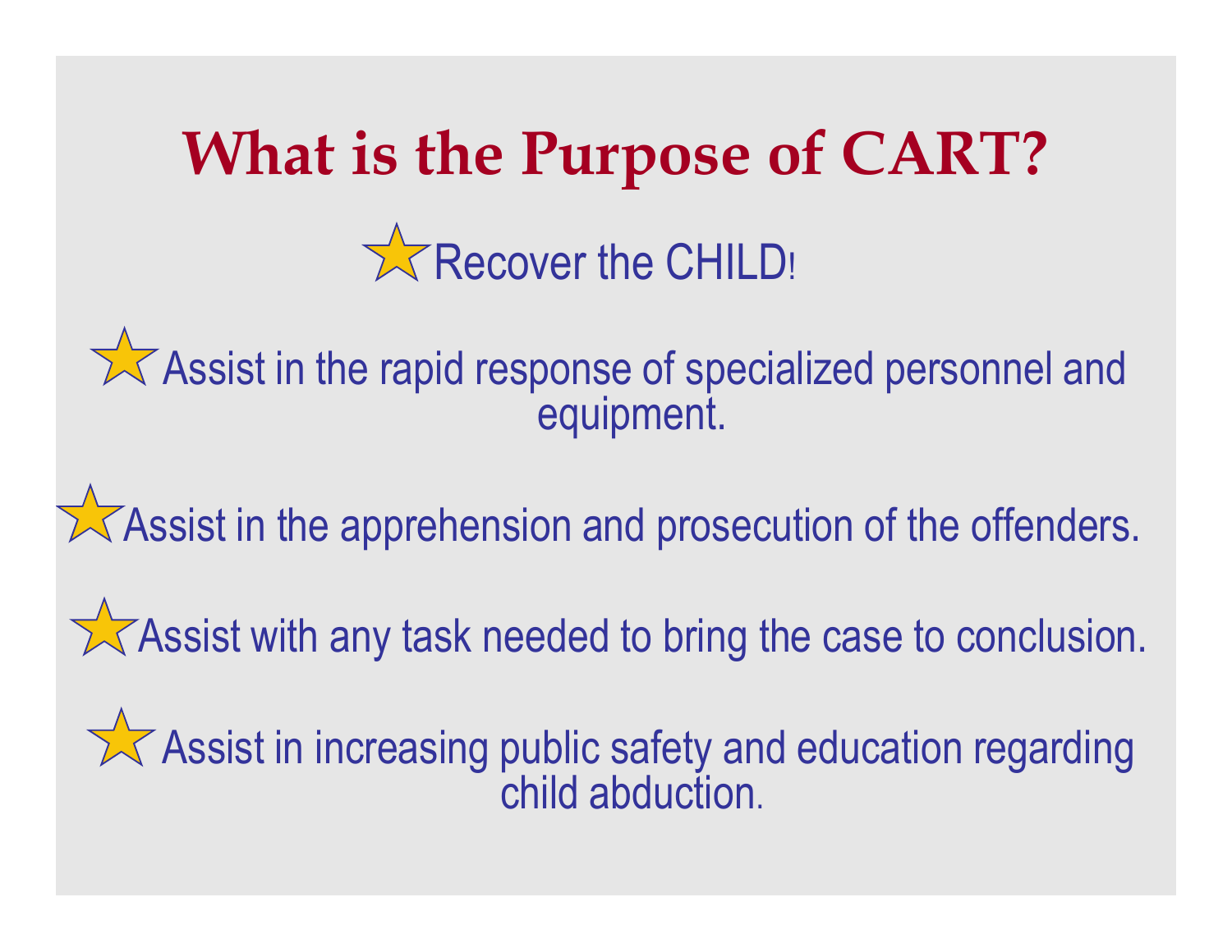# What is the Purpose of CART?

- Recover the CHILD!
- Assist in the rapid response of specialized personnel and equipment.
- Assist in the apprehension and prosecution of the offenders.
- Assist with any task needed to bring the case to conclusion.
- Assist in increasing public safety and education regarding child abduction.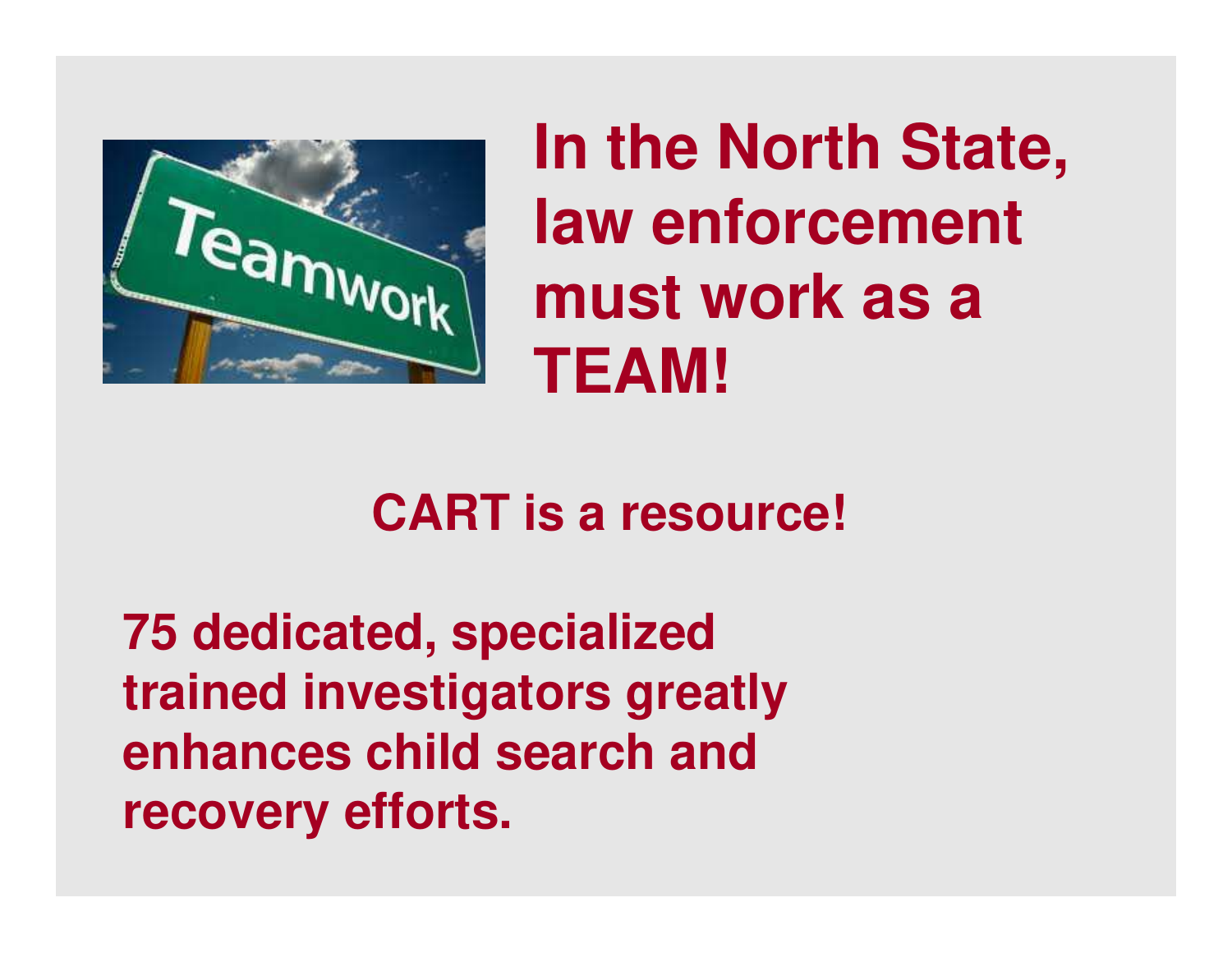**In the North State, law enforcement must work as a TEAM!**

**CART is a resource!**

**75 dedicated, specialized trained investigators greatly enhances child search and recovery efforts.**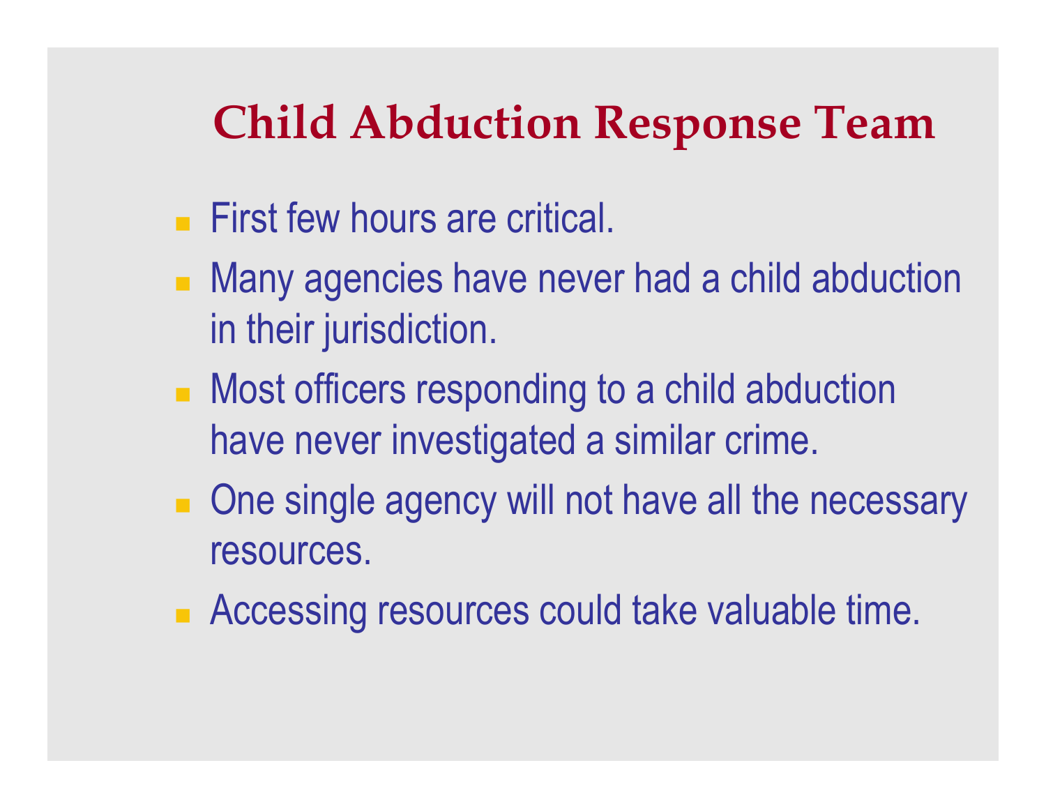# Child Abduction Response Team

- First few hours are critical.
- Many agencies have never had a child abduction in their jurisdiction.
- Most officers responding to a child abduction have never investigated a similar crime.
- One single agency will not have all the necessary resources.
- Accessing resources could take valuable time.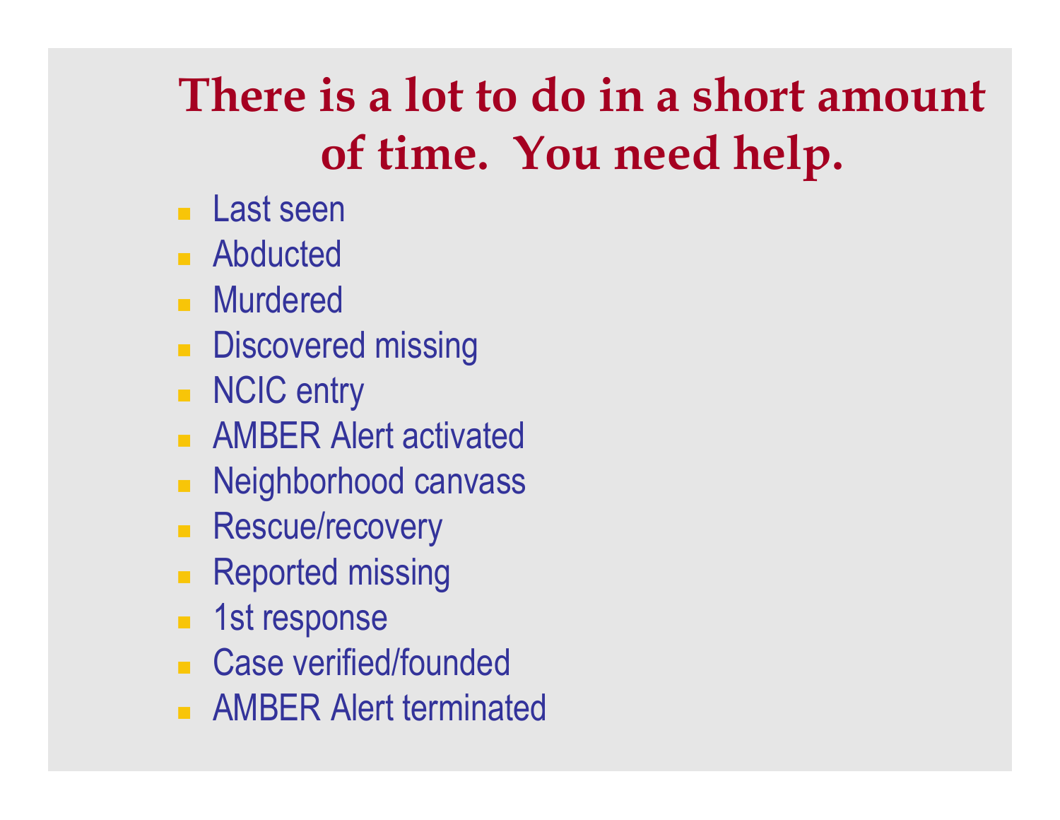# There is a lot to do in a short amount of time. You need help.

- Last seen
- Abducted
- Murdered
- Discovered missing
- NCIC entry
- AMBER Alert activated
- Neighborhood canvass
- Rescue/recovery
- Reported missing
- 1st response
- Case verified/founded
- AMBER Alert terminated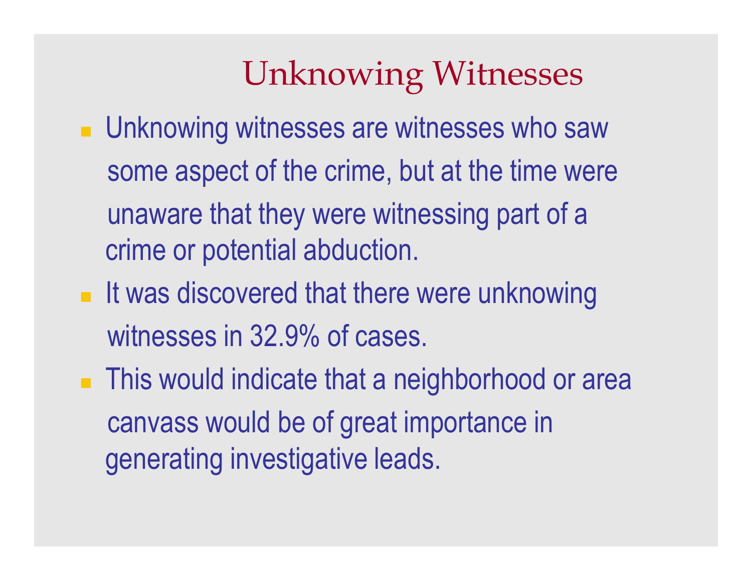# Unknowing Witnesses

- Unknowing witnesses are witnesses who saw some aspect of the crime, but at the time were unaware that they were witnessing part of a crime or potential abduction.
- It was discovered that there were unknowing witnesses in 32.9% of cases.
- This would indicate that a neighborhood or area canvass would be of great importance in generating investigative leads.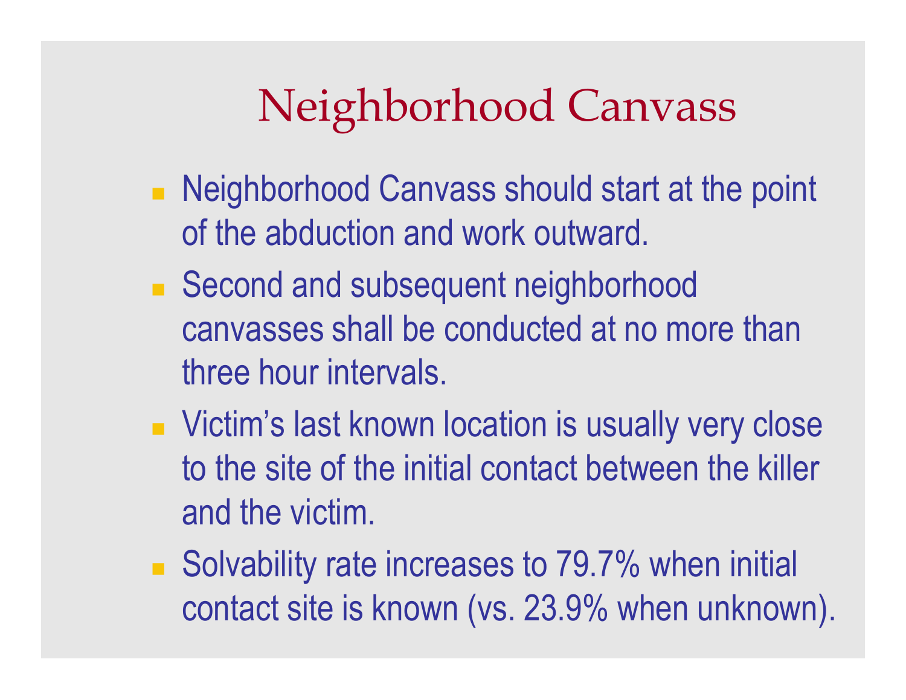# Neighborhood Canvass

- Neighborhood Canvass should start at the point of the abduction and work outward.
- Second and subsequent neighborhood canvasses shall be conducted at no more than three hour intervals.
- Victim's last known location is usually very close to the site of the initial contact between the killer and the victim.
- Solvability rate increases to 79.7% when initial contact site is known (vs. 23.9% when unknown).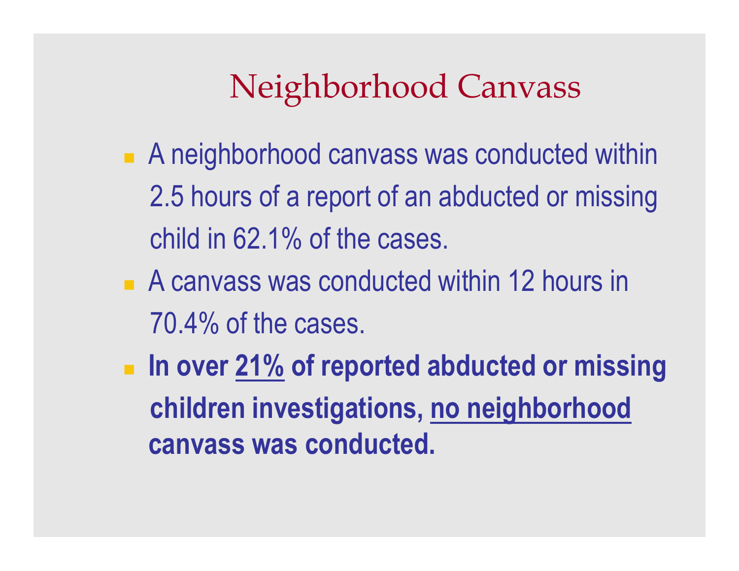# Neighborhood Canvass

- A neighborhood canvass was conducted within 2.5 hours of a report of an abducted or missing child in 62.1% of the cases.
- A canvass was conducted within 12 hours in 70.4% of the cases.
- **In over <u>21%</u> of reported abducted or missing children investigations, <u>no neighborhood</u> canvass was conducted.**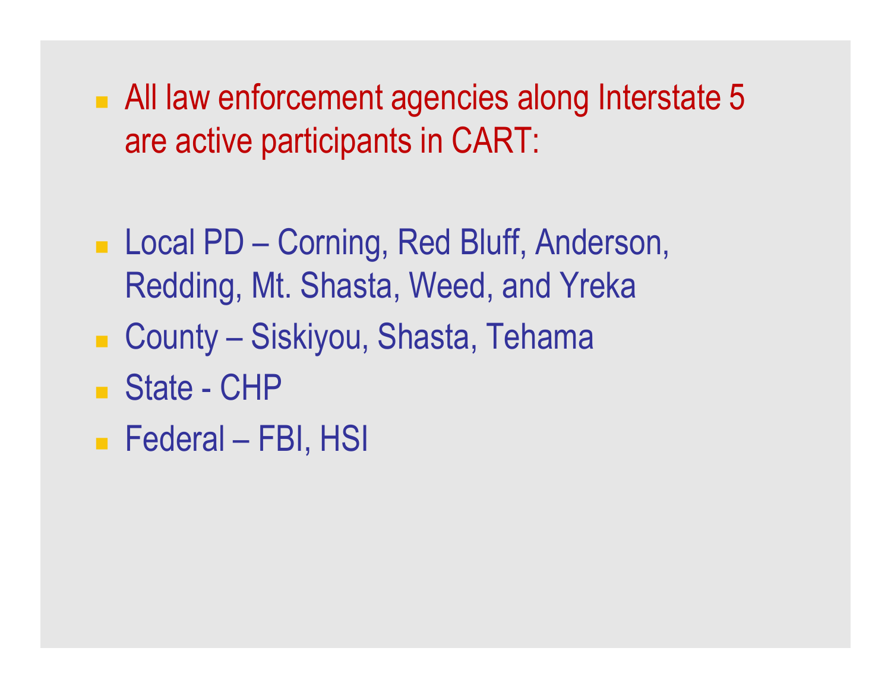- All law enforcement agencies along Interstate 5 are active participants in CART:

- Local PD – Corning, Red Bluff, Anderson, Redding, Mt. Shasta, Weed, and Yreka
- County – Siskiyou, Shasta, Tehama
- State - CHP
- Federal – FBI, HSI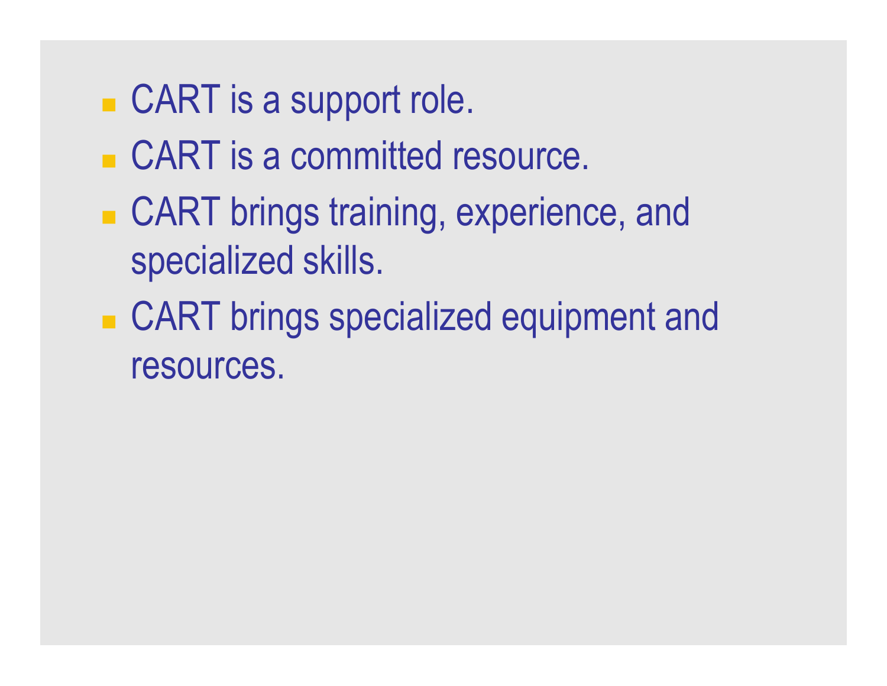- CART is a support role.
- CART is a committed resource.
- CART brings training, experience, and specialized skills.
- CART brings specialized equipment and resources.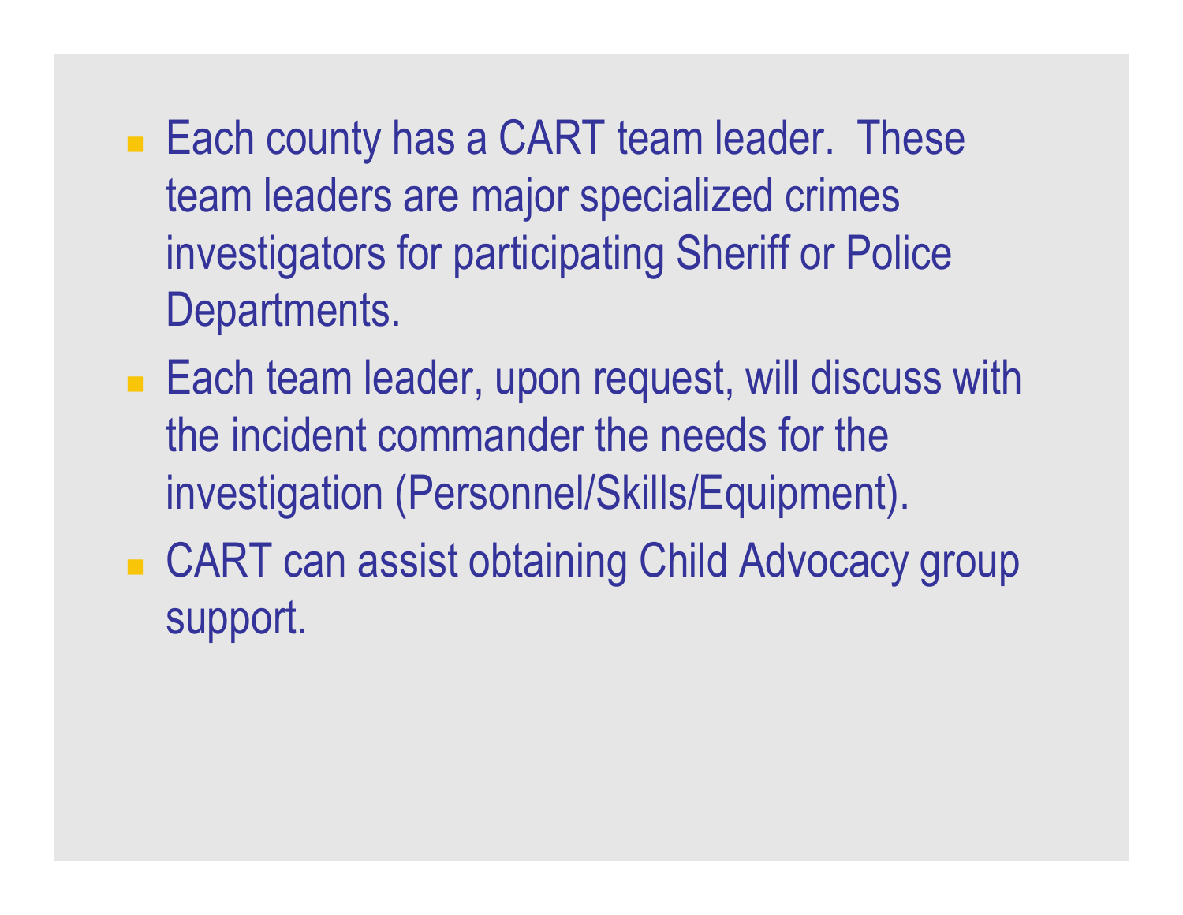- Each county has a CART team leader.  These team leaders are major specialized crimes investigators for participating Sheriff or Police Departments.
- Each team leader, upon request, will discuss with the incident commander the needs for the investigation (Personnel/Skills/Equipment).
- CART can assist obtaining Child Advocacy group support.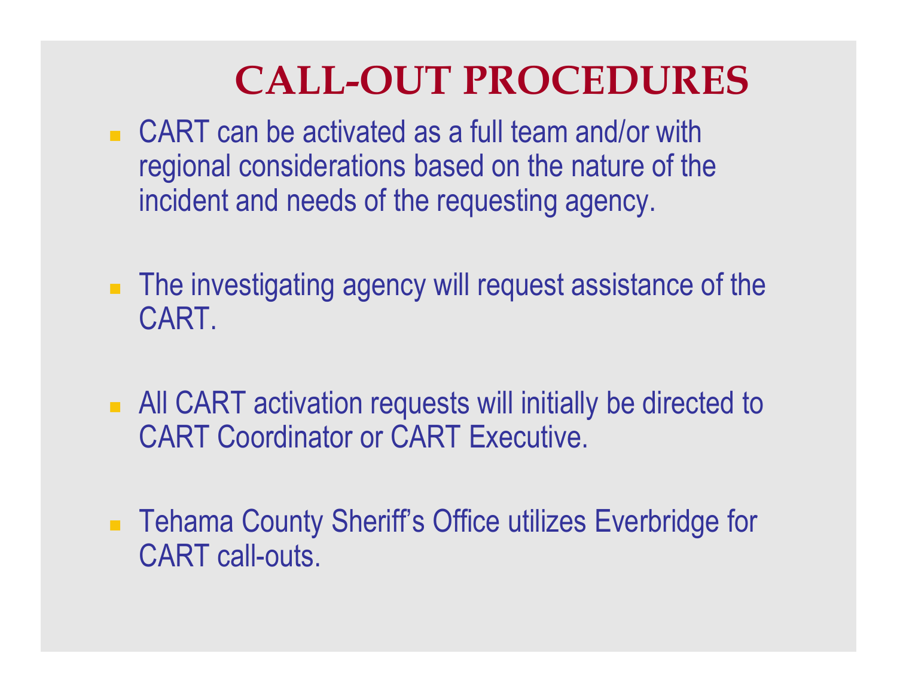# CALL-OUT PROCEDURES

- CART can be activated as a full team and/or with regional considerations based on the nature of the incident and needs of the requesting agency.
- The investigating agency will request assistance of the CART.
- All CART activation requests will initially be directed to CART Coordinator or CART Executive.
- Tehama County Sheriff's Office utilizes Everbridge for CART call-outs.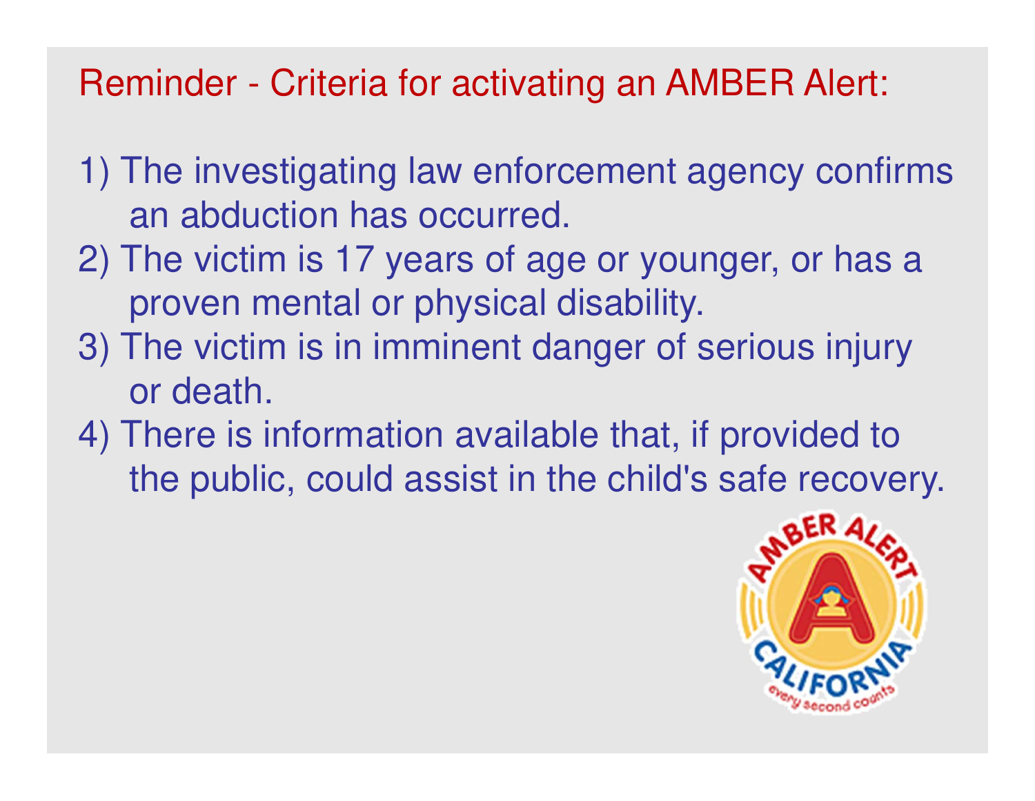## Reminder - Criteria for activating an AMBER Alert:

1) The investigating law enforcement agency confirms an abduction has occurred.
2) The victim is 17 years of age or younger, or has a proven mental or physical disability.
3) The victim is in imminent danger of serious injury or death.
4) There is information available that, if provided to the public, could assist in the child's safe recovery.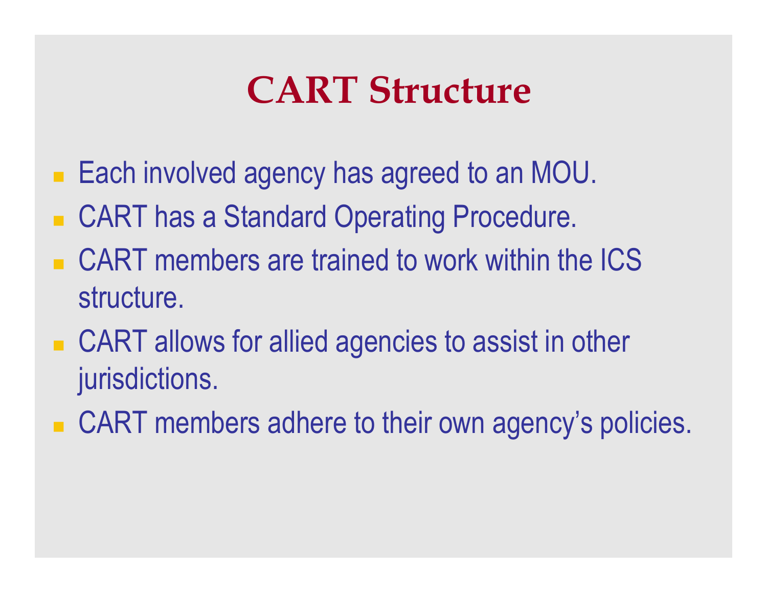# CART Structure

- Each involved agency has agreed to an MOU.
- CART has a Standard Operating Procedure.
- CART members are trained to work within the ICS structure.
- CART allows for allied agencies to assist in other jurisdictions.
- CART members adhere to their own agency's policies.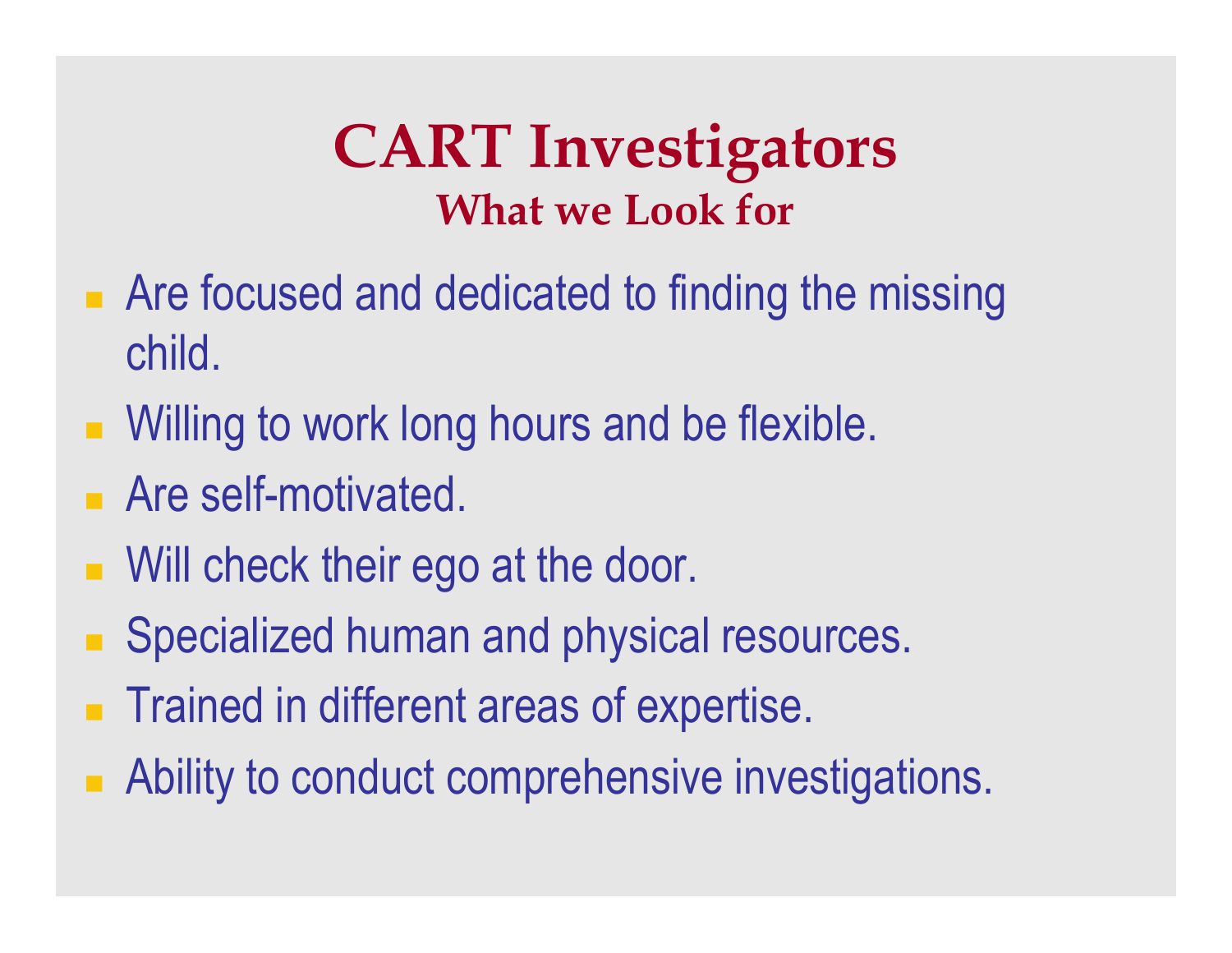# CART Investigators

## What we Look for

- Are focused and dedicated to finding the missing child.
- Willing to work long hours and be flexible.
- Are self-motivated.
- Will check their ego at the door.
- Specialized human and physical resources.
- Trained in different areas of expertise.
- Ability to conduct comprehensive investigations.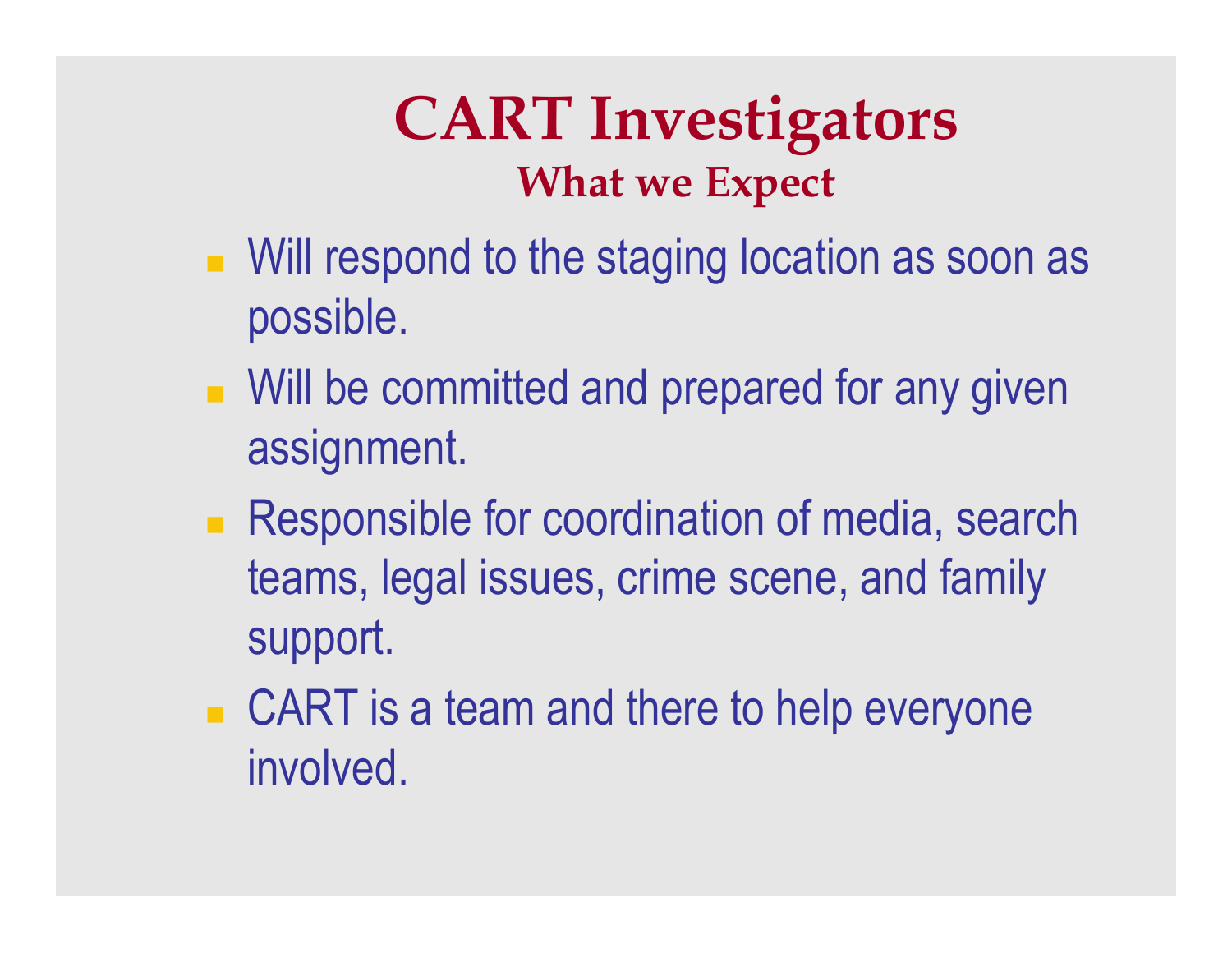# CART Investigators

## What we Expect

- Will respond to the staging location as soon as possible.
- Will be committed and prepared for any given assignment.
- Responsible for coordination of media, search teams, legal issues, crime scene, and family support.
- CART is a team and there to help everyone involved.